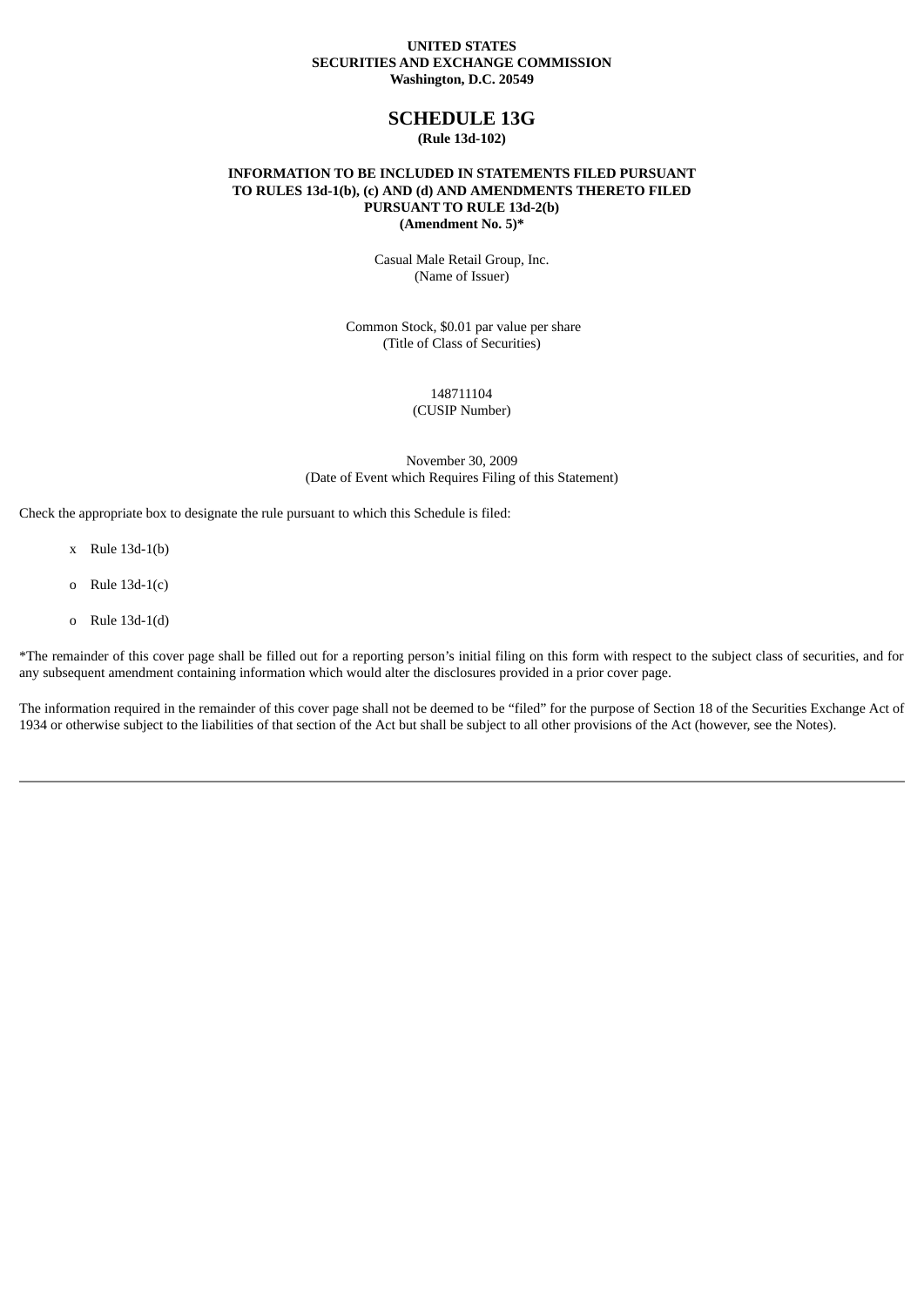**UNITED STATES**
**SECURITIES AND EXCHANGE COMMISSION**
**Washington, D.C. 20549**

# SCHEDULE 13G

**(Rule 13d-102)**

**INFORMATION TO BE INCLUDED IN STATEMENTS FILED PURSUANT TO RULES 13d-1(b), (c) AND (d) AND AMENDMENTS THERETO FILED PURSUANT TO RULE 13d-2(b)**
**(Amendment No. 5)***

Casual Male Retail Group, Inc.
(Name of Issuer)

Common Stock, $0.01 par value per share
(Title of Class of Securities)

148711104
(CUSIP Number)

November 30, 2009
(Date of Event which Requires Filing of this Statement)

Check the appropriate box to designate the rule pursuant to which this Schedule is filed:

x Rule 13d-1(b)

o Rule 13d-1(c)

o Rule 13d-1(d)

*The remainder of this cover page shall be filled out for a reporting person's initial filing on this form with respect to the subject class of securities, and for any subsequent amendment containing information which would alter the disclosures provided in a prior cover page.

The information required in the remainder of this cover page shall not be deemed to be "filed" for the purpose of Section 18 of the Securities Exchange Act of 1934 or otherwise subject to the liabilities of that section of the Act but shall be subject to all other provisions of the Act (however, see the Notes).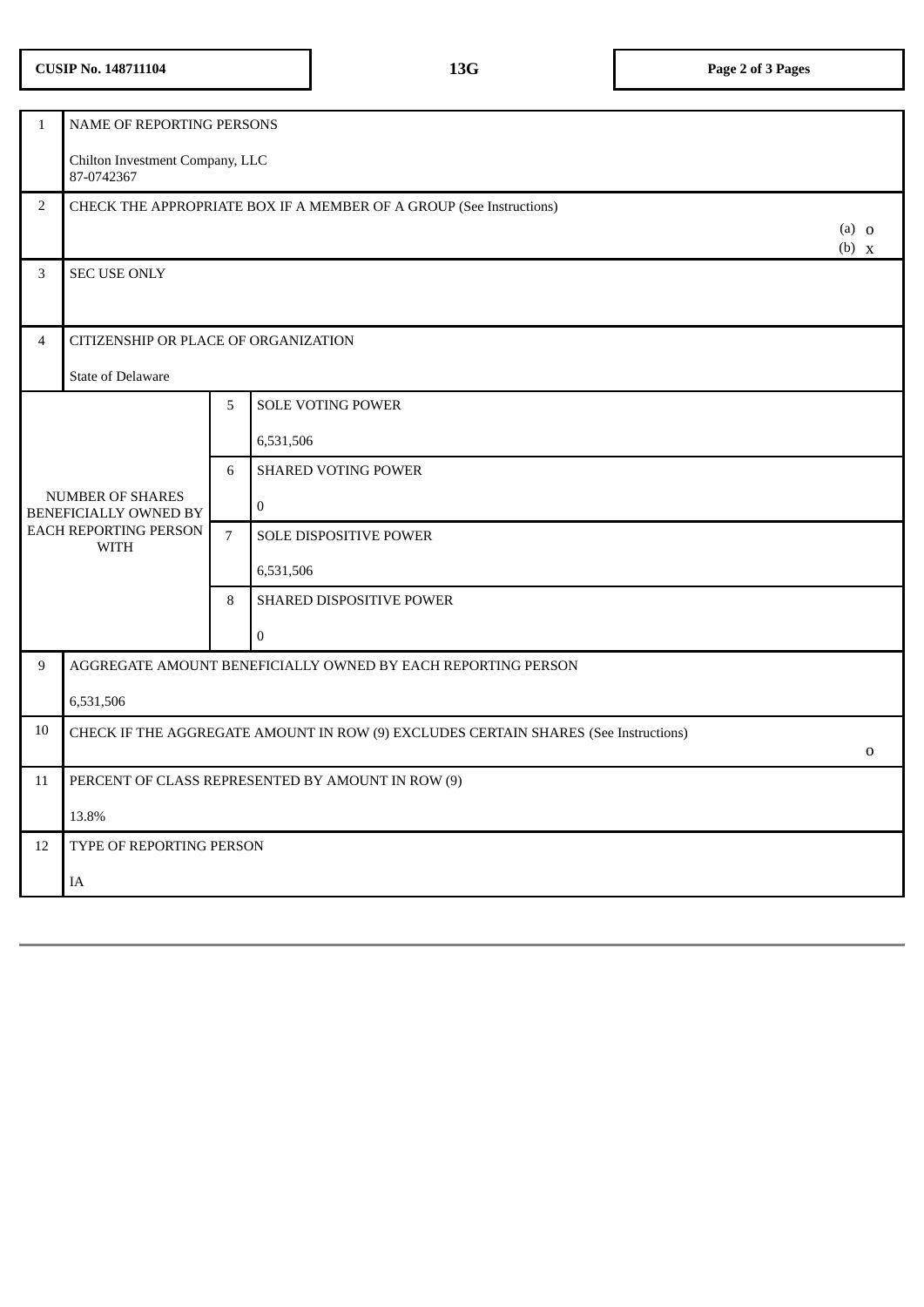CUSIP No. 148711104 | 13G

| 1 | NAME OF REPORTING PERSONS<br><br>Chilton Investment Company, LLC<br>87-0742367 | |
|---|---|---|
| 2 | CHECK THE APPROPRIATE BOX IF A MEMBER OF A GROUP (See Instructions) | (a) o<br>(b) x |
| 3 | SEC USE ONLY | |
| 4 | CITIZENSHIP OR PLACE OF ORGANIZATION<br><br>State of Delaware | |

| NUMBER OF SHARES BENEFICIALLY OWNED BY EACH REPORTING PERSON WITH | 5 | SOLE VOTING POWER<br><br>6,531,506 |
|---|---|---|
| | 6 | SHARED VOTING POWER<br><br>0 |
| | 7 | SOLE DISPOSITIVE POWER<br><br>6,531,506 |
| | 8 | SHARED DISPOSITIVE POWER<br><br>0 |

| 9 | AGGREGATE AMOUNT BENEFICIALLY OWNED BY EACH REPORTING PERSON<br><br>6,531,506 | |
|---|---|---|
| 10 | CHECK IF THE AGGREGATE AMOUNT IN ROW (9) EXCLUDES CERTAIN SHARES (See Instructions) | o |
| 11 | PERCENT OF CLASS REPRESENTED BY AMOUNT IN ROW (9)<br><br>13.8% | |
| 12 | TYPE OF REPORTING PERSON<br><br>IA | |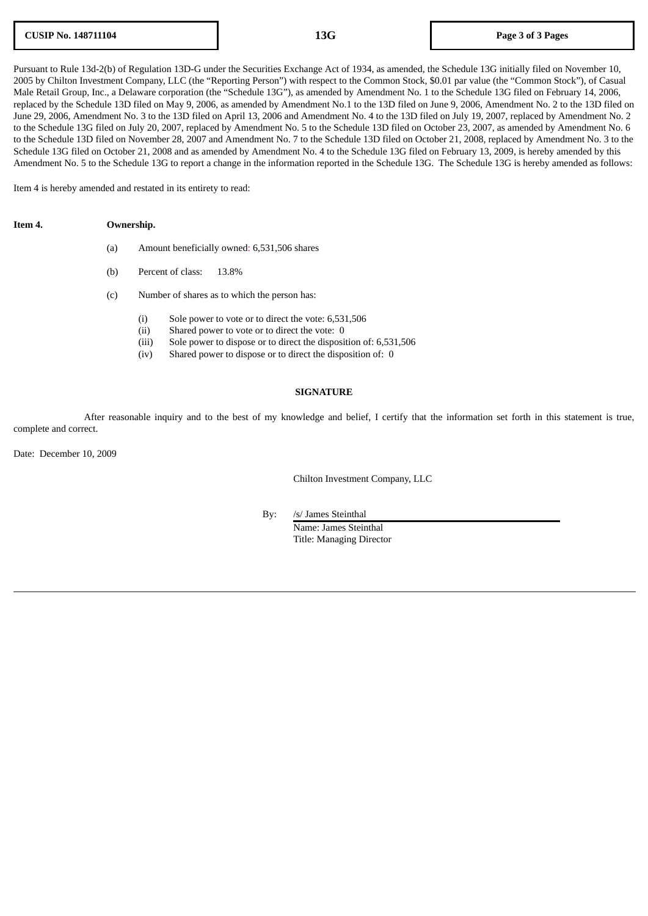Pursuant to Rule 13d-2(b) of Regulation 13D-G under the Securities Exchange Act of 1934, as amended, the Schedule 13G initially filed on November 10, 2005 by Chilton Investment Company, LLC (the "Reporting Person") with respect to the Common Stock, $0.01 par value (the "Common Stock"), of Casual Male Retail Group, Inc., a Delaware corporation (the "Schedule 13G"), as amended by Amendment No. 1 to the Schedule 13G filed on February 14, 2006, replaced by the Schedule 13D filed on May 9, 2006, as amended by Amendment No.1 to the 13D filed on June 9, 2006, Amendment No. 2 to the 13D filed on June 29, 2006, Amendment No. 3 to the 13D filed on April 13, 2006 and Amendment No. 4 to the 13D filed on July 19, 2007, replaced by Amendment No. 2 to the Schedule 13G filed on July 20, 2007, replaced by Amendment No. 5 to the Schedule 13D filed on October 23, 2007, as amended by Amendment No. 6 to the Schedule 13D filed on November 28, 2007 and Amendment No. 7 to the Schedule 13D filed on October 21, 2008, replaced by Amendment No. 3 to the Schedule 13G filed on October 21, 2008 and as amended by Amendment No. 4 to the Schedule 13G filed on February 13, 2009, is hereby amended by this Amendment No. 5 to the Schedule 13G to report a change in the information reported in the Schedule 13G. The Schedule 13G is hereby amended as follows:

Item 4 is hereby amended and restated in its entirety to read:

**Item 4. Ownership.**

(a) Amount beneficially owned: 6,531,506 shares

(b) Percent of class: 13.8%

(c) Number of shares as to which the person has:

(i) Sole power to vote or to direct the vote: 6,531,506
(ii) Shared power to vote or to direct the vote: 0
(iii) Sole power to dispose or to direct the disposition of: 6,531,506
(iv) Shared power to dispose or to direct the disposition of: 0

**SIGNATURE**

After reasonable inquiry and to the best of my knowledge and belief, I certify that the information set forth in this statement is true, complete and correct.

Date: December 10, 2009

Chilton Investment Company, LLC

By: /s/ James Steinthal
Name: James Steinthal
Title: Managing Director